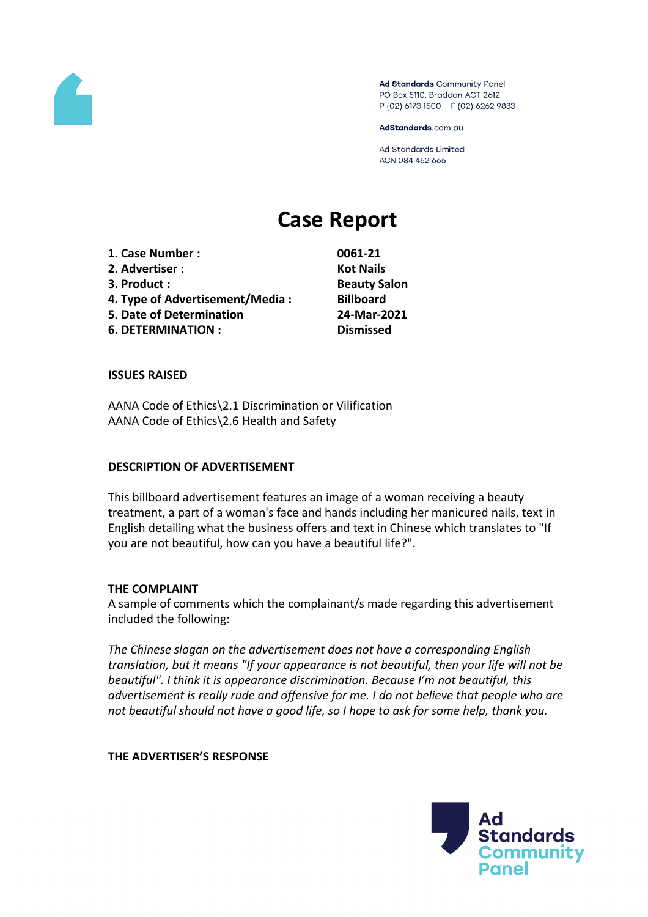Ad Standards Community Panel
PO Box 5110, Braddon ACT 2612
P (02) 6173 1500 | F (02) 6262 9833

AdStandards.com.au

Ad Standards Limited
ACN 084 452 666

# Case Report

| | |
|---|---|
| 1. Case Number : | 0061-21 |
| 2. Advertiser : | Kot Nails |
| 3. Product : | Beauty Salon |
| 4. Type of Advertisement/Media : | Billboard |
| 5. Date of Determination | 24-Mar-2021 |
| 6. DETERMINATION : | Dismissed |

**ISSUES RAISED**

AANA Code of Ethics\2.1 Discrimination or Vilification
AANA Code of Ethics\2.6 Health and Safety

**DESCRIPTION OF ADVERTISEMENT**

This billboard advertisement features an image of a woman receiving a beauty treatment, a part of a woman's face and hands including her manicured nails, text in English detailing what the business offers and text in Chinese which translates to "If you are not beautiful, how can you have a beautiful life?".

**THE COMPLAINT**

A sample of comments which the complainant/s made regarding this advertisement included the following:

*The Chinese slogan on the advertisement does not have a corresponding English translation, but it means "If your appearance is not beautiful, then your life will not be beautiful". I think it is appearance discrimination. Because I'm not beautiful, this advertisement is really rude and offensive for me. I do not believe that people who are not beautiful should not have a good life, so I hope to ask for some help, thank you.*

**THE ADVERTISER'S RESPONSE**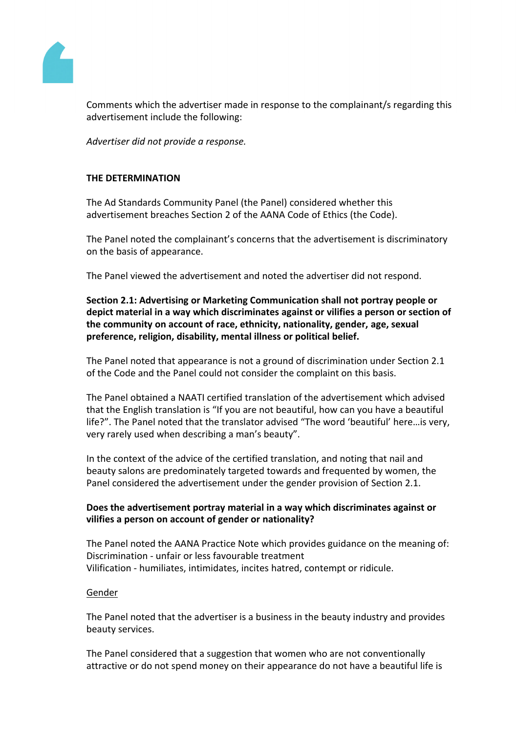Comments which the advertiser made in response to the complainant/s regarding this advertisement include the following:

*Advertiser did not provide a response.*

**THE DETERMINATION**

The Ad Standards Community Panel (the Panel) considered whether this advertisement breaches Section 2 of the AANA Code of Ethics (the Code).

The Panel noted the complainant's concerns that the advertisement is discriminatory on the basis of appearance.

The Panel viewed the advertisement and noted the advertiser did not respond.

**Section 2.1: Advertising or Marketing Communication shall not portray people or depict material in a way which discriminates against or vilifies a person or section of the community on account of race, ethnicity, nationality, gender, age, sexual preference, religion, disability, mental illness or political belief.**

The Panel noted that appearance is not a ground of discrimination under Section 2.1 of the Code and the Panel could not consider the complaint on this basis.

The Panel obtained a NAATI certified translation of the advertisement which advised that the English translation is "If you are not beautiful, how can you have a beautiful life?". The Panel noted that the translator advised "The word 'beautiful' here…is very, very rarely used when describing a man's beauty".

In the context of the advice of the certified translation, and noting that nail and beauty salons are predominately targeted towards and frequented by women, the Panel considered the advertisement under the gender provision of Section 2.1.

**Does the advertisement portray material in a way which discriminates against or vilifies a person on account of gender or nationality?**

The Panel noted the AANA Practice Note which provides guidance on the meaning of:
Discrimination - unfair or less favourable treatment
Vilification - humiliates, intimidates, incites hatred, contempt or ridicule.

<u>Gender</u>

The Panel noted that the advertiser is a business in the beauty industry and provides beauty services.

The Panel considered that a suggestion that women who are not conventionally attractive or do not spend money on their appearance do not have a beautiful life is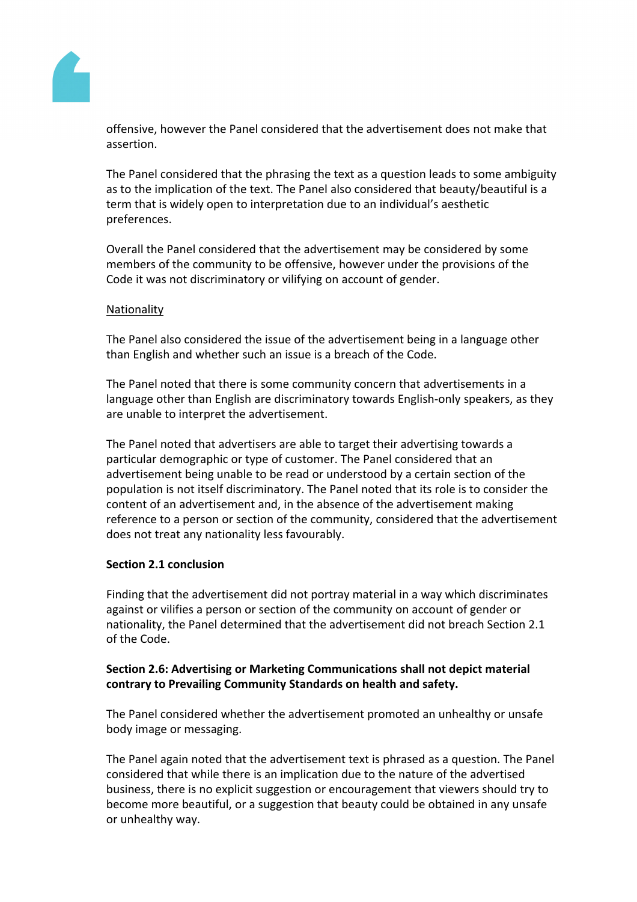offensive, however the Panel considered that the advertisement does not make that assertion.

The Panel considered that the phrasing the text as a question leads to some ambiguity as to the implication of the text. The Panel also considered that beauty/beautiful is a term that is widely open to interpretation due to an individual's aesthetic preferences.

Overall the Panel considered that the advertisement may be considered by some members of the community to be offensive, however under the provisions of the Code it was not discriminatory or vilifying on account of gender.

Nationality

The Panel also considered the issue of the advertisement being in a language other than English and whether such an issue is a breach of the Code.

The Panel noted that there is some community concern that advertisements in a language other than English are discriminatory towards English-only speakers, as they are unable to interpret the advertisement.

The Panel noted that advertisers are able to target their advertising towards a particular demographic or type of customer. The Panel considered that an advertisement being unable to be read or understood by a certain section of the population is not itself discriminatory. The Panel noted that its role is to consider the content of an advertisement and, in the absence of the advertisement making reference to a person or section of the community, considered that the advertisement does not treat any nationality less favourably.

**Section 2.1 conclusion**

Finding that the advertisement did not portray material in a way which discriminates against or vilifies a person or section of the community on account of gender or nationality, the Panel determined that the advertisement did not breach Section 2.1 of the Code.

**Section 2.6: Advertising or Marketing Communications shall not depict material contrary to Prevailing Community Standards on health and safety.**

The Panel considered whether the advertisement promoted an unhealthy or unsafe body image or messaging.

The Panel again noted that the advertisement text is phrased as a question. The Panel considered that while there is an implication due to the nature of the advertised business, there is no explicit suggestion or encouragement that viewers should try to become more beautiful, or a suggestion that beauty could be obtained in any unsafe or unhealthy way.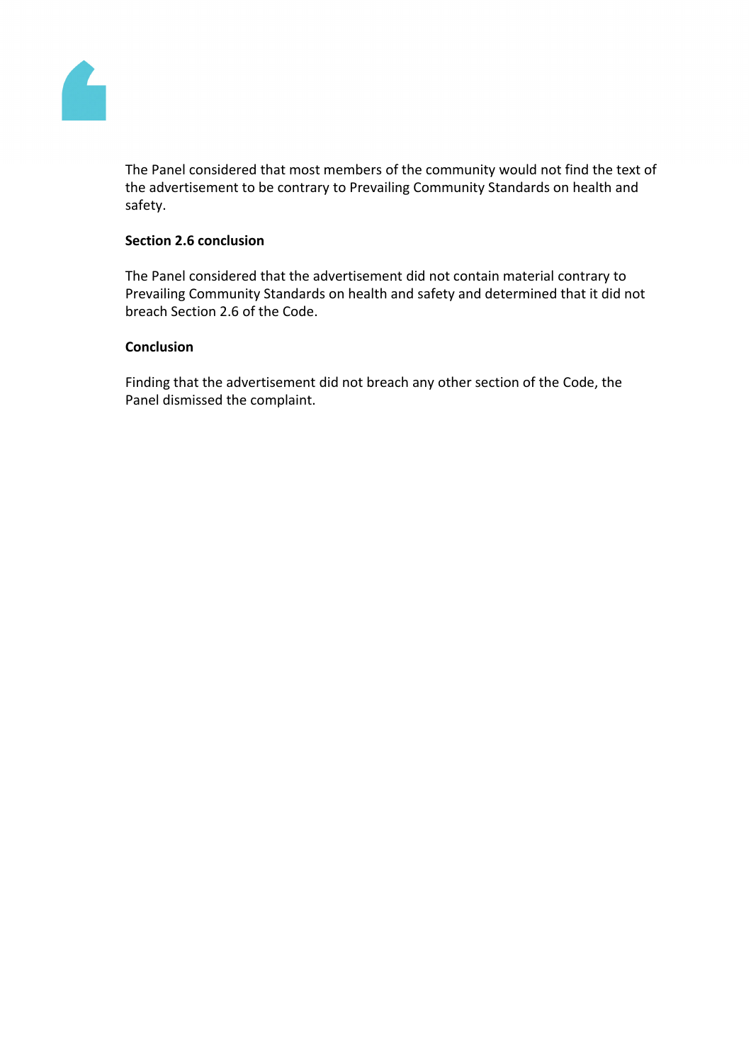The Panel considered that most members of the community would not find the text of the advertisement to be contrary to Prevailing Community Standards on health and safety.

**Section 2.6 conclusion**

The Panel considered that the advertisement did not contain material contrary to Prevailing Community Standards on health and safety and determined that it did not breach Section 2.6 of the Code.

**Conclusion**

Finding that the advertisement did not breach any other section of the Code, the Panel dismissed the complaint.